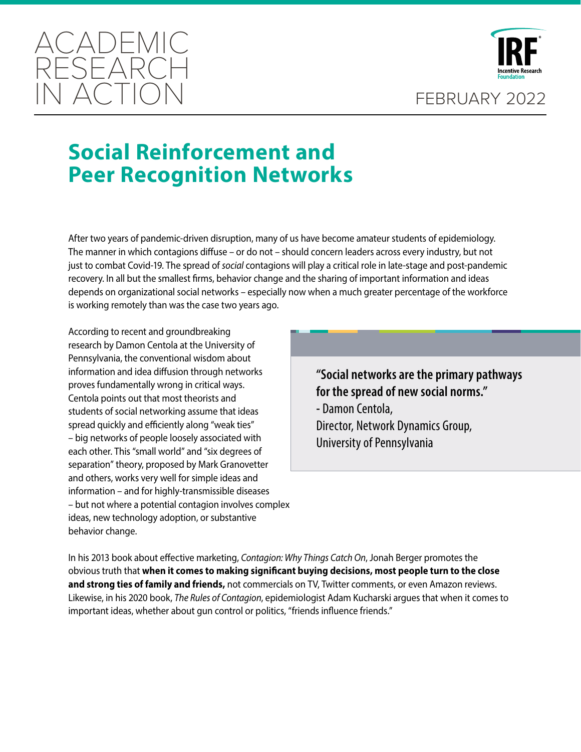ACADEMIC RESEARCH IN ACTION

FEBRUARY 2022

# Social Reinforcement and Peer Recognition Networks

After two years of pandemic-driven disruption, many of us have become amateur students of epidemiology. The manner in which contagions diffuse – or do not – should concern leaders across every industry, but not just to combat Covid-19. The spread of *social* contagions will play a critical role in late-stage and post-pandemic recovery. In all but the smallest firms, behavior change and the sharing of important information and ideas depends on organizational social networks – especially now when a much greater percentage of the workforce is working remotely than was the case two years ago.

According to recent and groundbreaking research by Damon Centola at the University of Pennsylvania, the conventional wisdom about information and idea diffusion through networks proves fundamentally wrong in critical ways. Centola points out that most theorists and students of social networking assume that ideas spread quickly and efficiently along "weak ties" – big networks of people loosely associated with each other. This "small world" and "six degrees of separation" theory, proposed by Mark Granovetter and others, works very well for simple ideas and information – and for highly-transmissible diseases – but not where a potential contagion involves complex ideas, new technology adoption, or substantive behavior change.

> **"Social networks are the primary pathways for the spread of new social norms."**
> - Damon Centola,
> Director, Network Dynamics Group,
> University of Pennsylvania

In his 2013 book about effective marketing, *Contagion: Why Things Catch On*, Jonah Berger promotes the obvious truth that **when it comes to making significant buying decisions, most people turn to the close and strong ties of family and friends,** not commercials on TV, Twitter comments, or even Amazon reviews. Likewise, in his 2020 book, *The Rules of Contagion*, epidemiologist Adam Kucharski argues that when it comes to important ideas, whether about gun control or politics, "friends influence friends."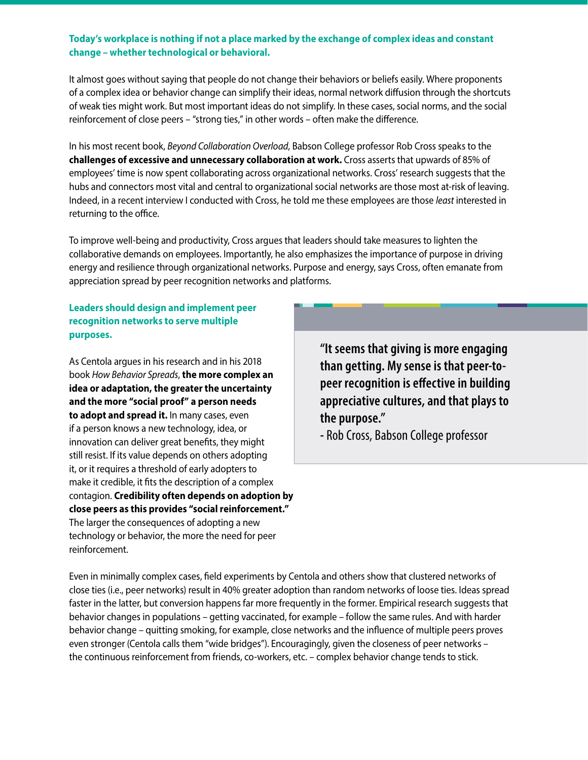**Today's workplace is nothing if not a place marked by the exchange of complex ideas and constant change – whether technological or behavioral.**

It almost goes without saying that people do not change their behaviors or beliefs easily. Where proponents of a complex idea or behavior change can simplify their ideas, normal network diffusion through the shortcuts of weak ties might work. But most important ideas do not simplify. In these cases, social norms, and the social reinforcement of close peers – "strong ties," in other words – often make the difference.

In his most recent book, *Beyond Collaboration Overload*, Babson College professor Rob Cross speaks to the **challenges of excessive and unnecessary collaboration at work.** Cross asserts that upwards of 85% of employees' time is now spent collaborating across organizational networks. Cross' research suggests that the hubs and connectors most vital and central to organizational social networks are those most at-risk of leaving. Indeed, in a recent interview I conducted with Cross, he told me these employees are those *least* interested in returning to the office.

To improve well-being and productivity, Cross argues that leaders should take measures to lighten the collaborative demands on employees. Importantly, he also emphasizes the importance of purpose in driving energy and resilience through organizational networks. Purpose and energy, says Cross, often emanate from appreciation spread by peer recognition networks and platforms.

**Leaders should design and implement peer recognition networks to serve multiple purposes.**

As Centola argues in his research and in his 2018 book *How Behavior Spreads*, **the more complex an idea or adaptation, the greater the uncertainty and the more "social proof" a person needs to adopt and spread it.** In many cases, even if a person knows a new technology, idea, or innovation can deliver great benefits, they might still resist. If its value depends on others adopting it, or it requires a threshold of early adopters to make it credible, it fits the description of a complex contagion. **Credibility often depends on adoption by close peers as this provides "social reinforcement."** The larger the consequences of adopting a new technology or behavior, the more the need for peer reinforcement.

> **"It seems that giving is more engaging than getting. My sense is that peer-to-peer recognition is effective in building appreciative cultures, and that plays to the purpose."**
> **- Rob Cross, Babson College professor**

Even in minimally complex cases, field experiments by Centola and others show that clustered networks of close ties (i.e., peer networks) result in 40% greater adoption than random networks of loose ties. Ideas spread faster in the latter, but conversion happens far more frequently in the former. Empirical research suggests that behavior changes in populations – getting vaccinated, for example – follow the same rules. And with harder behavior change – quitting smoking, for example, close networks and the influence of multiple peers proves even stronger (Centola calls them "wide bridges"). Encouragingly, given the closeness of peer networks – the continuous reinforcement from friends, co-workers, etc. – complex behavior change tends to stick.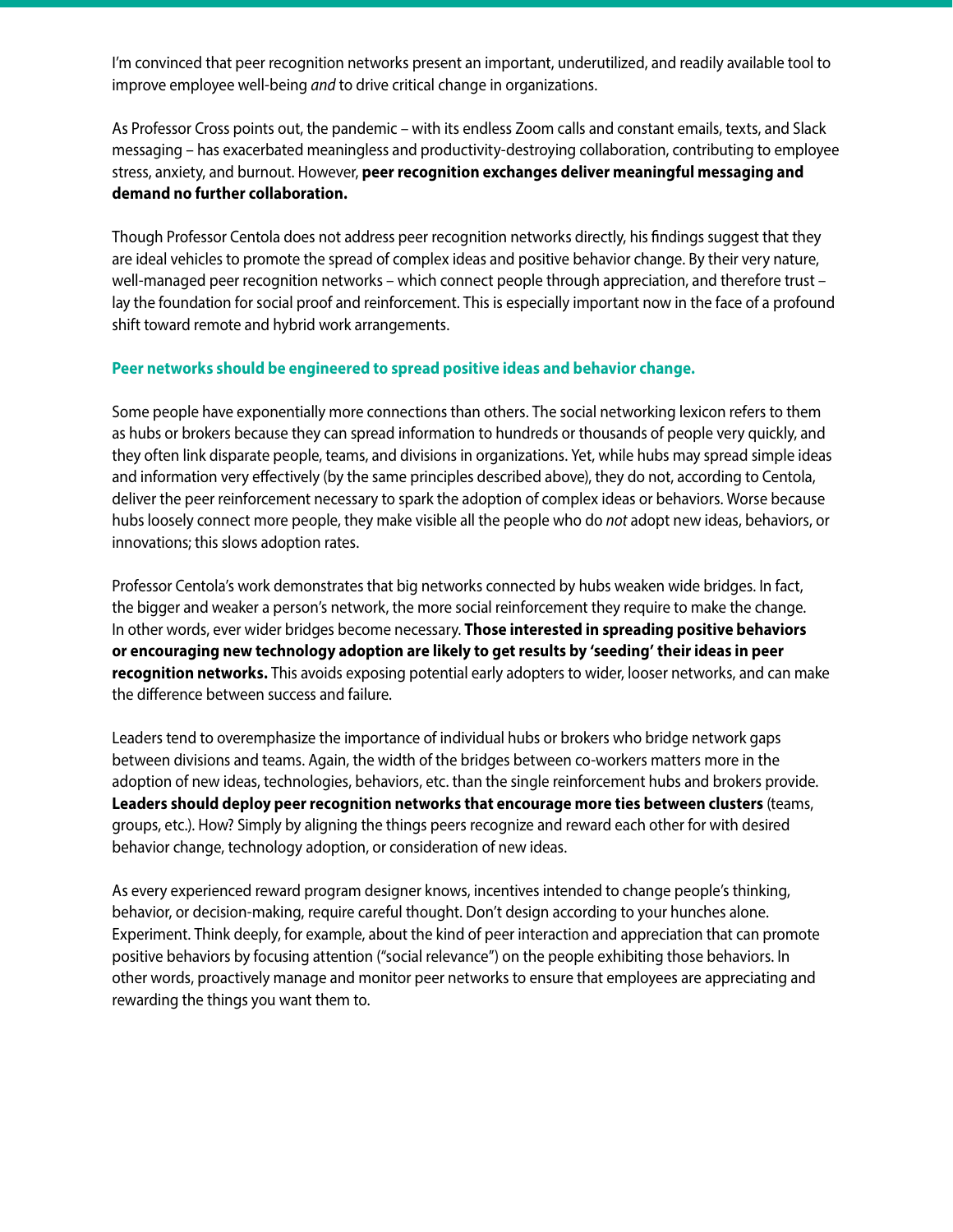I'm convinced that peer recognition networks present an important, underutilized, and readily available tool to improve employee well-being *and* to drive critical change in organizations.

As Professor Cross points out, the pandemic – with its endless Zoom calls and constant emails, texts, and Slack messaging – has exacerbated meaningless and productivity-destroying collaboration, contributing to employee stress, anxiety, and burnout. However, **peer recognition exchanges deliver meaningful messaging and demand no further collaboration.**

Though Professor Centola does not address peer recognition networks directly, his findings suggest that they are ideal vehicles to promote the spread of complex ideas and positive behavior change. By their very nature, well-managed peer recognition networks – which connect people through appreciation, and therefore trust – lay the foundation for social proof and reinforcement. This is especially important now in the face of a profound shift toward remote and hybrid work arrangements.

### Peer networks should be engineered to spread positive ideas and behavior change.

Some people have exponentially more connections than others. The social networking lexicon refers to them as hubs or brokers because they can spread information to hundreds or thousands of people very quickly, and they often link disparate people, teams, and divisions in organizations. Yet, while hubs may spread simple ideas and information very effectively (by the same principles described above), they do not, according to Centola, deliver the peer reinforcement necessary to spark the adoption of complex ideas or behaviors. Worse because hubs loosely connect more people, they make visible all the people who do *not* adopt new ideas, behaviors, or innovations; this slows adoption rates.

Professor Centola's work demonstrates that big networks connected by hubs weaken wide bridges. In fact, the bigger and weaker a person's network, the more social reinforcement they require to make the change. In other words, ever wider bridges become necessary. **Those interested in spreading positive behaviors or encouraging new technology adoption are likely to get results by 'seeding' their ideas in peer recognition networks.** This avoids exposing potential early adopters to wider, looser networks, and can make the difference between success and failure.

Leaders tend to overemphasize the importance of individual hubs or brokers who bridge network gaps between divisions and teams. Again, the width of the bridges between co-workers matters more in the adoption of new ideas, technologies, behaviors, etc. than the single reinforcement hubs and brokers provide. **Leaders should deploy peer recognition networks that encourage more ties between clusters** (teams, groups, etc.). How? Simply by aligning the things peers recognize and reward each other for with desired behavior change, technology adoption, or consideration of new ideas.

As every experienced reward program designer knows, incentives intended to change people's thinking, behavior, or decision-making, require careful thought. Don't design according to your hunches alone. Experiment. Think deeply, for example, about the kind of peer interaction and appreciation that can promote positive behaviors by focusing attention ("social relevance") on the people exhibiting those behaviors. In other words, proactively manage and monitor peer networks to ensure that employees are appreciating and rewarding the things you want them to.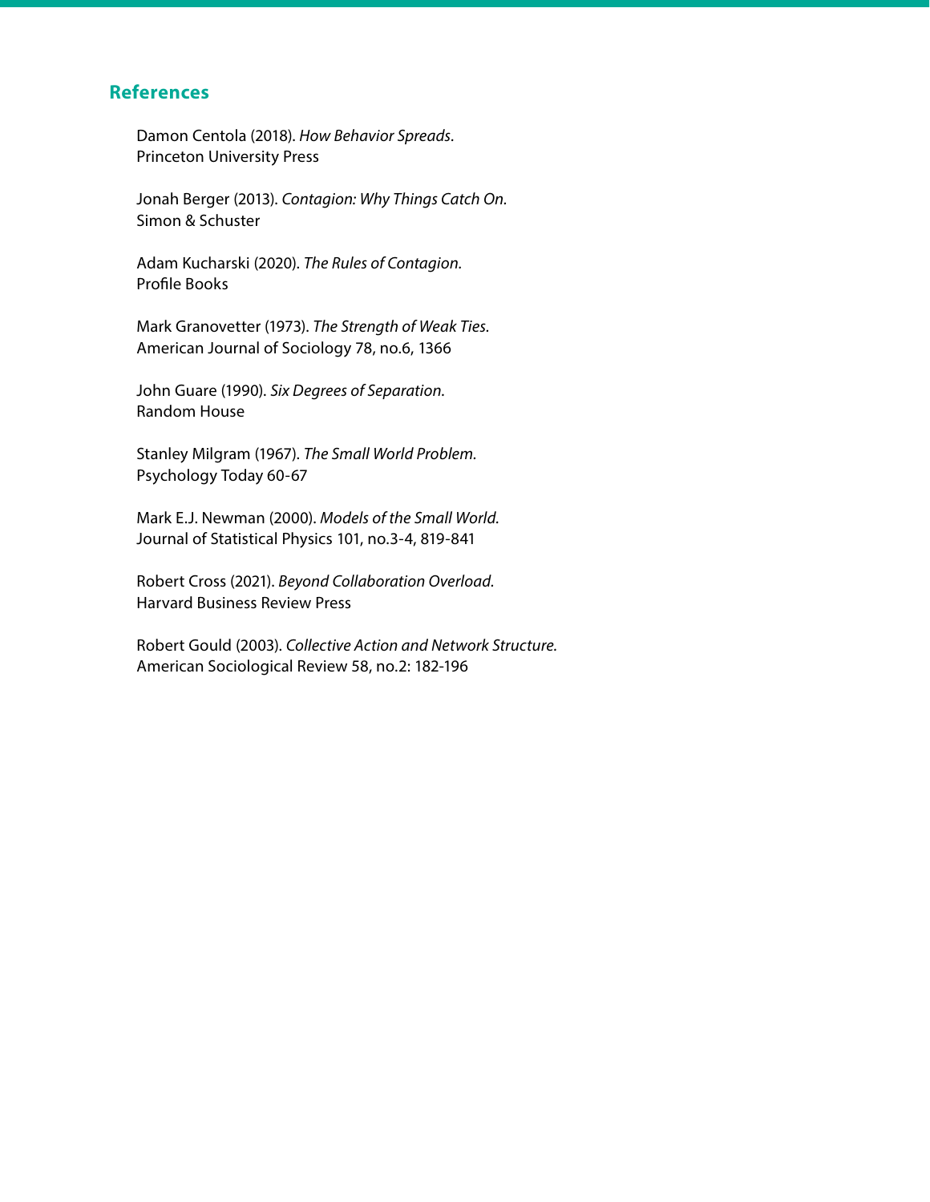## References

Damon Centola (2018). *How Behavior Spreads*.
Princeton University Press

Jonah Berger (2013). *Contagion: Why Things Catch On.*
Simon & Schuster

Adam Kucharski (2020). *The Rules of Contagion.*
Profile Books

Mark Granovetter (1973). *The Strength of Weak Ties.*
American Journal of Sociology 78, no.6, 1366

John Guare (1990). *Six Degrees of Separation.*
Random House

Stanley Milgram (1967). *The Small World Problem.*
Psychology Today 60-67

Mark E.J. Newman (2000). *Models of the Small World.*
Journal of Statistical Physics 101, no.3-4, 819-841

Robert Cross (2021). *Beyond Collaboration Overload.*
Harvard Business Review Press

Robert Gould (2003). *Collective Action and Network Structure.*
American Sociological Review 58, no.2: 182-196